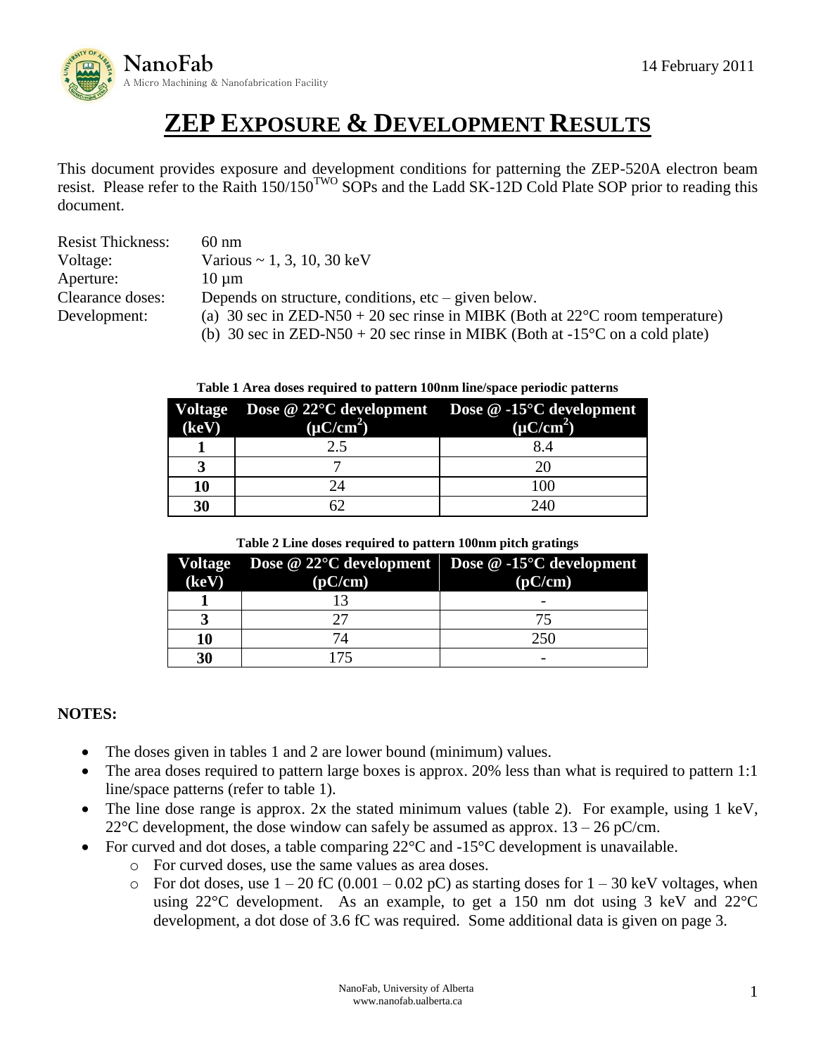# ZEP EXPOSURE & DEVELOPMENT RESULTS

This document provides exposure and development conditions for patterning the ZEP-520A electron beam resist. Please refer to the Raith 150/150$^{TWO}$ SOPs and the Ladd SK-12D Cold Plate SOP prior to reading this document.

| | |
|---|---|
| Resist Thickness: | 60 nm |
| Voltage: | Various ~ 1, 3, 10, 30 keV |
| Aperture: | 10 µm |
| Clearance doses: | Depends on structure, conditions, etc – given below. |
| Development: | (a) 30 sec in ZED-N50 + 20 sec rinse in MIBK (Both at 22°C room temperature)<br>(b) 30 sec in ZED-N50 + 20 sec rinse in MIBK (Both at -15°C on a cold plate) |

**Table 1 Area doses required to pattern 100nm line/space periodic patterns**

| Voltage (keV) | Dose @ 22°C development (µC/cm$^2$) | Dose @ -15°C development (µC/cm$^2$) |
|---|---|---|
| 1 | 2.5 | 8.4 |
| 3 | 7 | 20 |
| 10 | 24 | 100 |
| 30 | 62 | 240 |

**Table 2 Line doses required to pattern 100nm pitch gratings**

| Voltage (keV) | Dose @ 22°C development (pC/cm) | Dose @ -15°C development (pC/cm) |
|---|---|---|
| 1 | 13 | - |
| 3 | 27 | 75 |
| 10 | 74 | 250 |
| 30 | 175 | - |

**NOTES:**

- The doses given in tables 1 and 2 are lower bound (minimum) values.
- The area doses required to pattern large boxes is approx. 20% less than what is required to pattern 1:1 line/space patterns (refer to table 1).
- The line dose range is approx. 2x the stated minimum values (table 2). For example, using 1 keV, 22°C development, the dose window can safely be assumed as approx. 13 – 26 pC/cm.
- For curved and dot doses, a table comparing 22°C and -15°C development is unavailable.
  - For curved doses, use the same values as area doses.
  - For dot doses, use 1 – 20 fC (0.001 – 0.02 pC) as starting doses for 1 – 30 keV voltages, when using 22°C development. As an example, to get a 150 nm dot using 3 keV and 22°C development, a dot dose of 3.6 fC was required. Some additional data is given on page 3.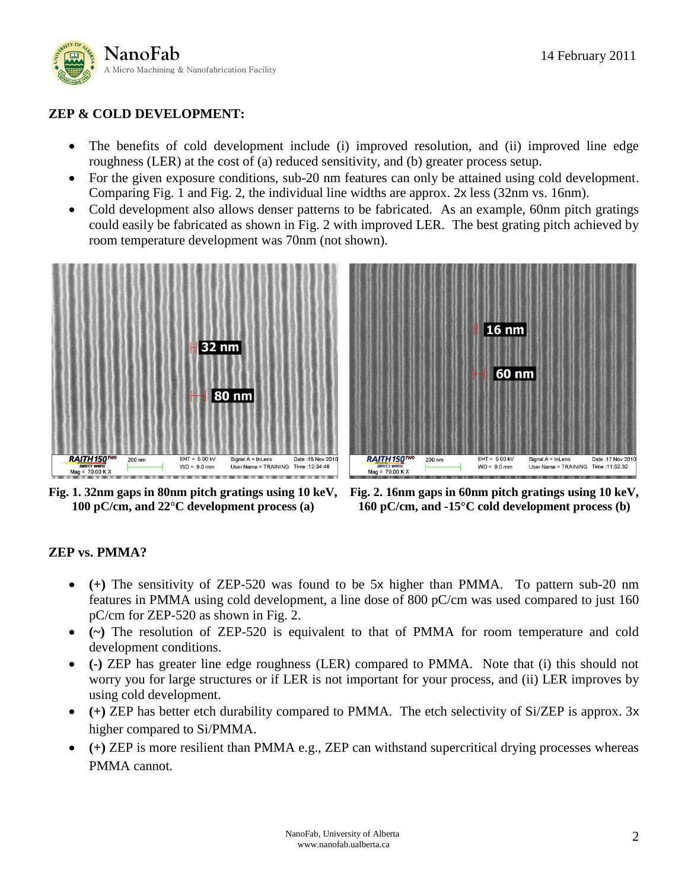**ZEP & COLD DEVELOPMENT:**

- The benefits of cold development include (i) improved resolution, and (ii) improved line edge roughness (LER) at the cost of (a) reduced sensitivity, and (b) greater process setup.
- For the given exposure conditions, sub-20 nm features can only be attained using cold development. Comparing Fig. 1 and Fig. 2, the individual line widths are approx. 2x less (32nm vs. 16nm).
- Cold development also allows denser patterns to be fabricated. As an example, 60nm pitch gratings could easily be fabricated as shown in Fig. 2 with improved LER. The best grating pitch achieved by room temperature development was 70nm (not shown).

**Fig. 1. 32nm gaps in 80nm pitch gratings using 10 keV, 100 pC/cm, and 22°C development process (a)**

**Fig. 2. 16nm gaps in 60nm pitch gratings using 10 keV, 160 pC/cm, and -15°C cold development process (b)**

**ZEP vs. PMMA?**

- **(+)** The sensitivity of ZEP-520 was found to be 5x higher than PMMA. To pattern sub-20 nm features in PMMA using cold development, a line dose of 800 pC/cm was used compared to just 160 pC/cm for ZEP-520 as shown in Fig. 2.
- **(~)** The resolution of ZEP-520 is equivalent to that of PMMA for room temperature and cold development conditions.
- **(-)** ZEP has greater line edge roughness (LER) compared to PMMA. Note that (i) this should not worry you for large structures or if LER is not important for your process, and (ii) LER improves by using cold development.
- **(+)** ZEP has better etch durability compared to PMMA. The etch selectivity of Si/ZEP is approx. 3x higher compared to Si/PMMA.
- **(+)** ZEP is more resilient than PMMA e.g., ZEP can withstand supercritical drying processes whereas PMMA cannot.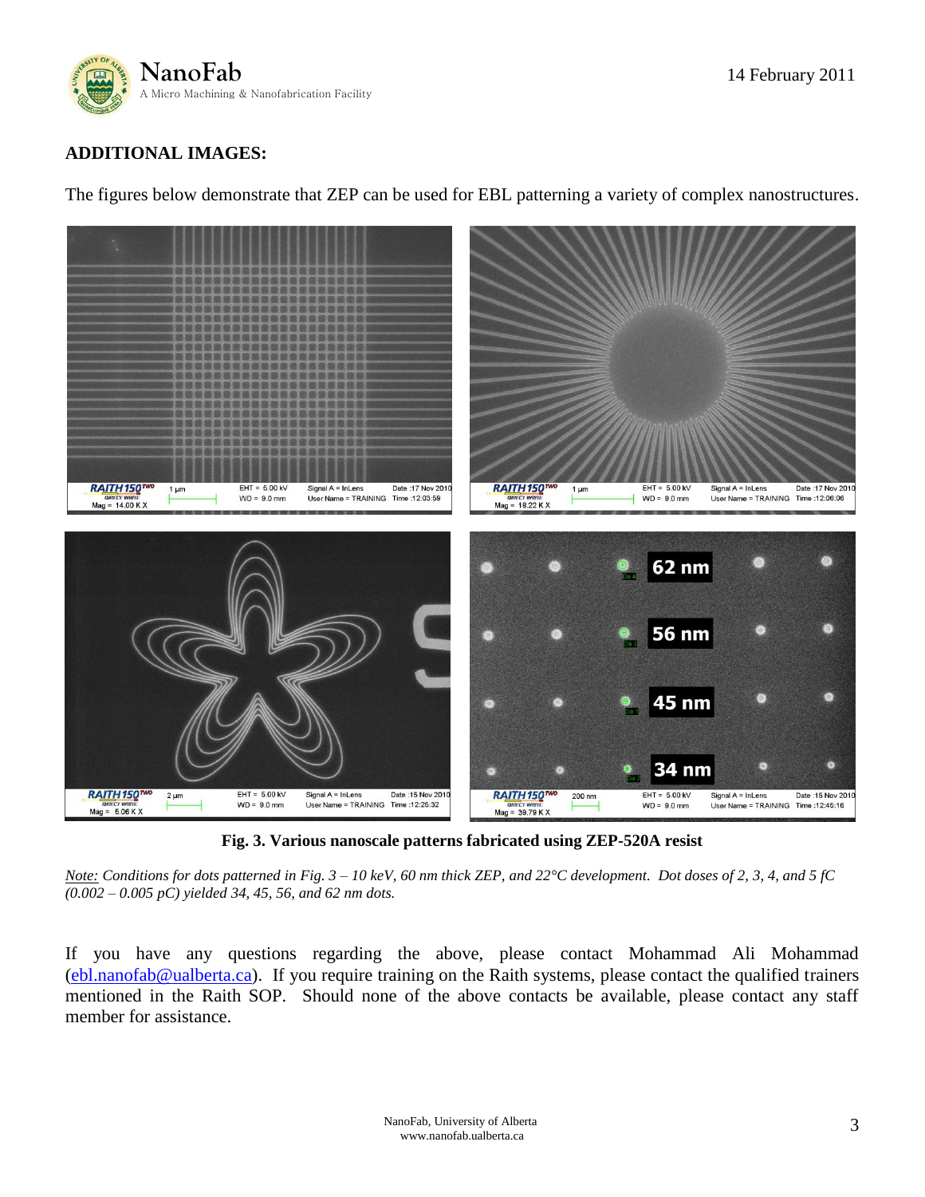## ADDITIONAL IMAGES:

The figures below demonstrate that ZEP can be used for EBL patterning a variety of complex nanostructures.

**Fig. 3. Various nanoscale patterns fabricated using ZEP-520A resist**

*Note: Conditions for dots patterned in Fig. 3 – 10 keV, 60 nm thick ZEP, and 22°C development. Dot doses of 2, 3, 4, and 5 fC (0.002 – 0.005 pC) yielded 34, 45, 56, and 62 nm dots.*

If you have any questions regarding the above, please contact Mohammad Ali Mohammad ([ebl.nanofab@ualberta.ca](mailto:ebl.nanofab@ualberta.ca)). If you require training on the Raith systems, please contact the qualified trainers mentioned in the Raith SOP. Should none of the above contacts be available, please contact any staff member for assistance.